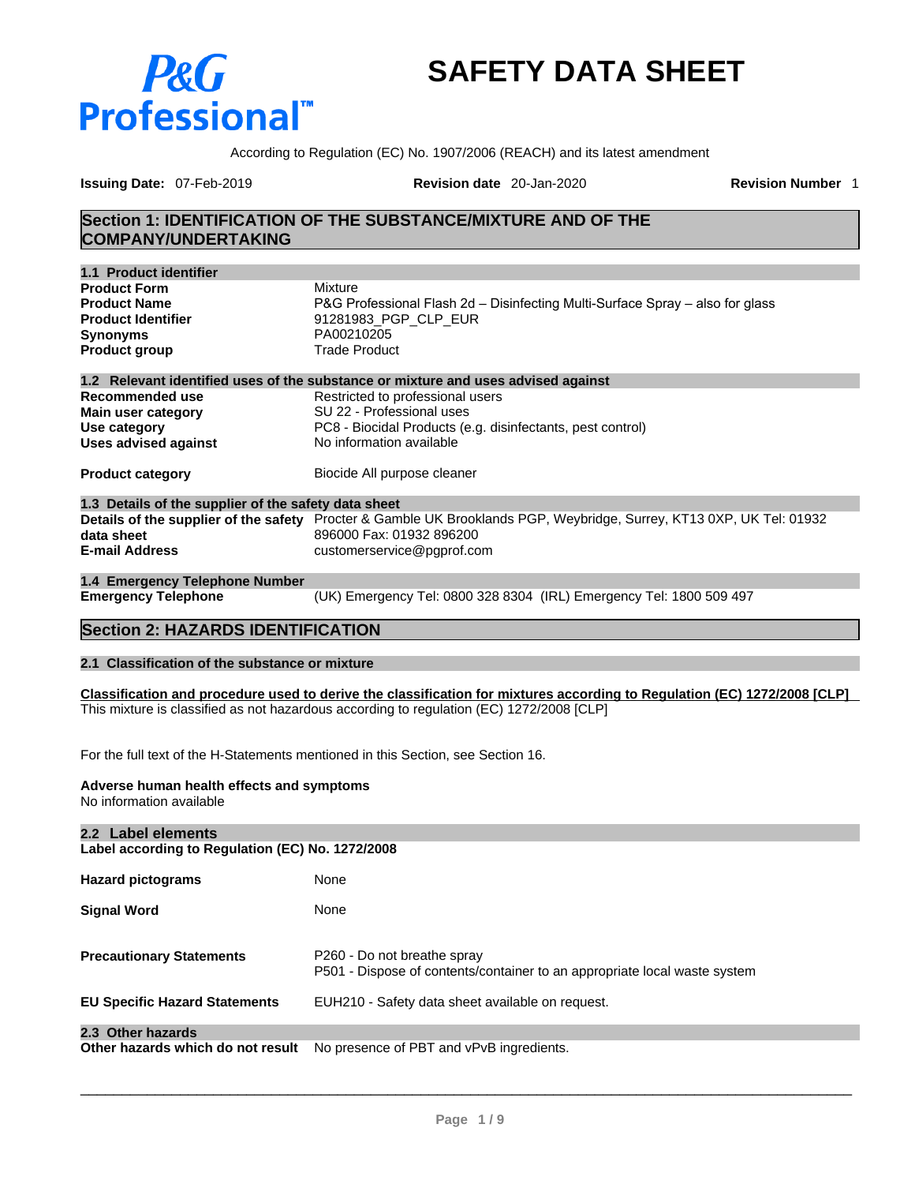P&G Professional™

# SAFETY DATA SHEET

According to Regulation (EC) No. 1907/2006 (REACH) and its latest amendment

**Issuing Date:** 07-Feb-2019 **Revision date** 20-Jan-2020 **Revision Number** 1

## Section 1: IDENTIFICATION OF THE SUBSTANCE/MIXTURE AND OF THE COMPANY/UNDERTAKING

### 1.1 Product identifier

| | |
|---|---|
| **Product Form** | Mixture |
| **Product Name** | P&G Professional Flash 2d – Disinfecting Multi-Surface Spray – also for glass |
| **Product Identifier** | 91281983_PGP_CLP_EUR |
| **Synonyms** | PA00210205 |
| **Product group** | Trade Product |

### 1.2 Relevant identified uses of the substance or mixture and uses advised against

| | |
|---|---|
| **Recommended use** | Restricted to professional users |
| **Main user category** | SU 22 - Professional uses |
| **Use category** | PC8 - Biocidal Products (e.g. disinfectants, pest control) |
| **Uses advised against** | No information available |
| **Product category** | Biocide All purpose cleaner |

### 1.3 Details of the supplier of the safety data sheet

| | |
|---|---|
| **Details of the supplier of the safety data sheet** | Procter & Gamble UK Brooklands PGP, Weybridge, Surrey, KT13 0XP, UK Tel: 01932 896000 Fax: 01932 896200 |
| **E-mail Address** | customerservice@pgprof.com |

### 1.4 Emergency Telephone Number

| | |
|---|---|
| **Emergency Telephone** | (UK) Emergency Tel: 0800 328 8304 (IRL) Emergency Tel: 1800 509 497 |

## Section 2: HAZARDS IDENTIFICATION

### 2.1 Classification of the substance or mixture

**Classification and procedure used to derive the classification for mixtures according to Regulation (EC) 1272/2008 [CLP]**

This mixture is classified as not hazardous according to regulation (EC) 1272/2008 [CLP]

For the full text of the H-Statements mentioned in this Section, see Section 16.

**Adverse human health effects and symptoms**

No information available

### 2.2 Label elements

**Label according to Regulation (EC) No. 1272/2008**

| | |
|---|---|
| **Hazard pictograms** | None |
| **Signal Word** | None |
| **Precautionary Statements** | P260 - Do not breathe spray<br>P501 - Dispose of contents/container to an appropriate local waste system |
| **EU Specific Hazard Statements** | EUH210 - Safety data sheet available on request. |

### 2.3 Other hazards

| | |
|---|---|
| **Other hazards which do not result** | No presence of PBT and vPvB ingredients. |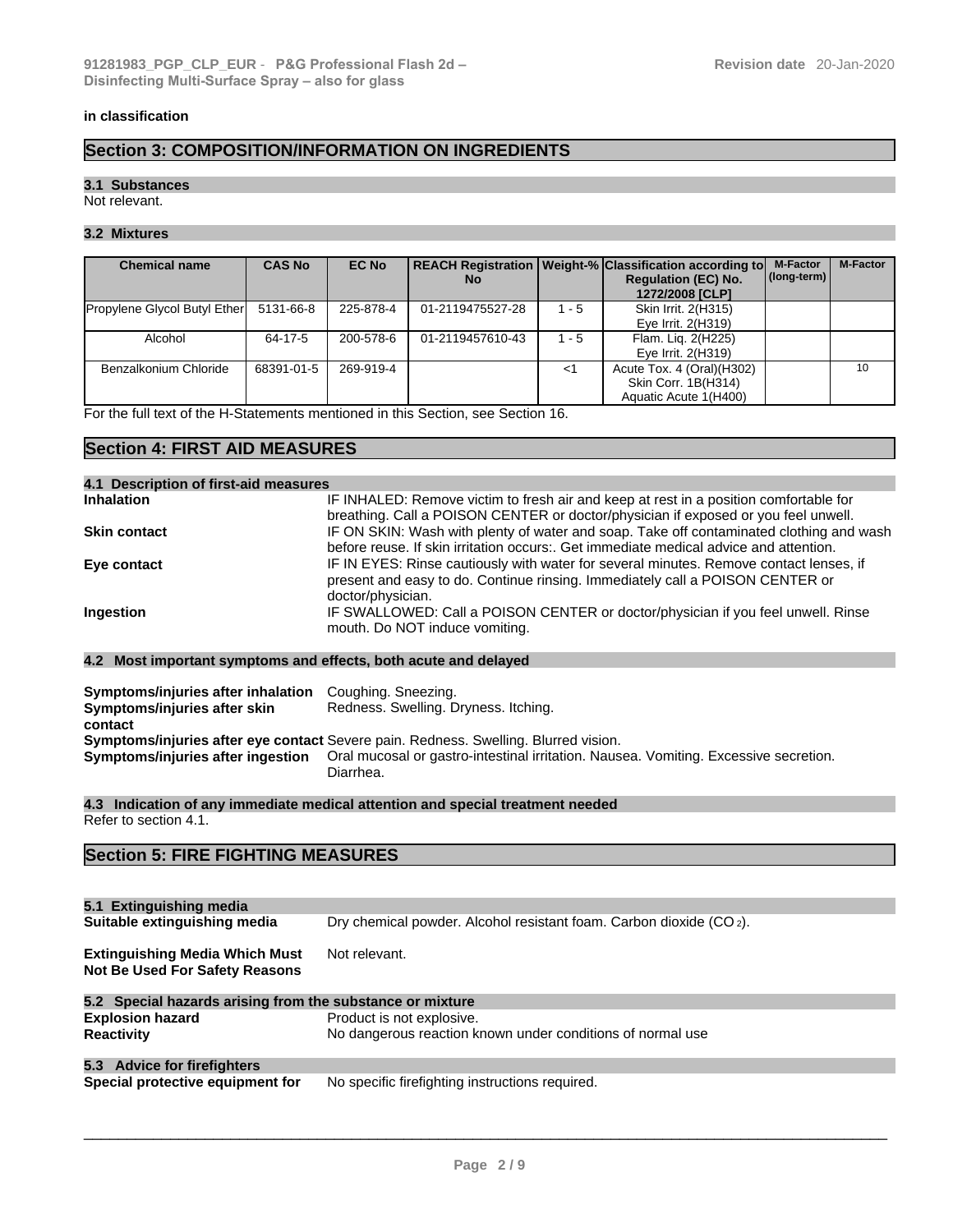in classification

## Section 3: COMPOSITION/INFORMATION ON INGREDIENTS

### 3.1 Substances

Not relevant.

### 3.2 Mixtures

| Chemical name | CAS No | EC No | REACH Registration No | Weight-% | Classification according to Regulation (EC) No. 1272/2008 [CLP] | M-Factor (long-term) | M-Factor |
|---|---|---|---|---|---|---|---|
| Propylene Glycol Butyl Ether | 5131-66-8 | 225-878-4 | 01-2119475527-28 | 1 - 5 | Skin Irrit. 2(H315)<br>Eye Irrit. 2(H319) | | |
| Alcohol | 64-17-5 | 200-578-6 | 01-2119457610-43 | 1 - 5 | Flam. Liq. 2(H225)<br>Eye Irrit. 2(H319) | | |
| Benzalkonium Chloride | 68391-01-5 | 269-919-4 | | <1 | Acute Tox. 4 (Oral)(H302)<br>Skin Corr. 1B(H314)<br>Aquatic Acute 1(H400) | | 10 |

For the full text of the H-Statements mentioned in this Section, see Section 16.

## Section 4: FIRST AID MEASURES

### 4.1 Description of first-aid measures

**Inhalation** IF INHALED: Remove victim to fresh air and keep at rest in a position comfortable for breathing. Call a POISON CENTER or doctor/physician if exposed or you feel unwell.

**Skin contact** IF ON SKIN: Wash with plenty of water and soap. Take off contaminated clothing and wash before reuse. If skin irritation occurs:. Get immediate medical advice and attention.

**Eye contact** IF IN EYES: Rinse cautiously with water for several minutes. Remove contact lenses, if present and easy to do. Continue rinsing. Immediately call a POISON CENTER or doctor/physician.

**Ingestion** IF SWALLOWED: Call a POISON CENTER or doctor/physician if you feel unwell. Rinse mouth. Do NOT induce vomiting.

### 4.2 Most important symptoms and effects, both acute and delayed

**Symptoms/injuries after inhalation** Coughing. Sneezing.

**Symptoms/injuries after skin contact** Redness. Swelling. Dryness. Itching.

**Symptoms/injuries after eye contact** Severe pain. Redness. Swelling. Blurred vision.

**Symptoms/injuries after ingestion** Oral mucosal or gastro-intestinal irritation. Nausea. Vomiting. Excessive secretion. Diarrhea.

### 4.3 Indication of any immediate medical attention and special treatment needed

Refer to section 4.1.

## Section 5: FIRE FIGHTING MEASURES

### 5.1 Extinguishing media

**Suitable extinguishing media** Dry chemical powder. Alcohol resistant foam. Carbon dioxide ($CO_2$).

**Extinguishing Media Which Must Not Be Used For Safety Reasons** Not relevant.

### 5.2 Special hazards arising from the substance or mixture

**Explosion hazard** Product is not explosive.

**Reactivity** No dangerous reaction known under conditions of normal use

### 5.3 Advice for firefighters

**Special protective equipment for** No specific firefighting instructions required.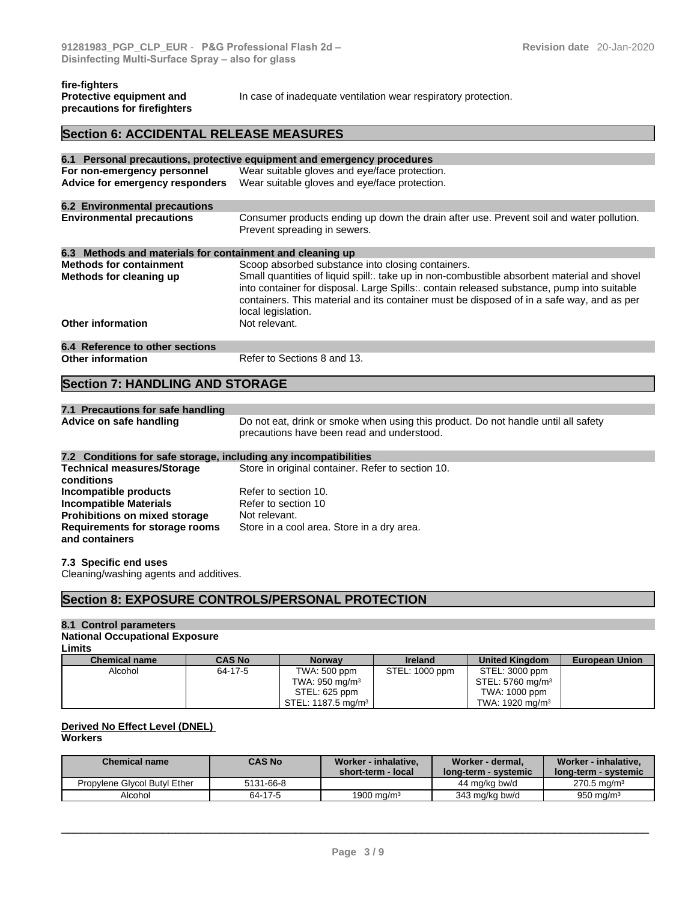**fire-fighters**

**Protective equipment and precautions for firefighters** In case of inadequate ventilation wear respiratory protection.

## Section 6: ACCIDENTAL RELEASE MEASURES

### 6.1 Personal precautions, protective equipment and emergency procedures

**For non-emergency personnel** Wear suitable gloves and eye/face protection.

**Advice for emergency responders** Wear suitable gloves and eye/face protection.

### 6.2 Environmental precautions

**Environmental precautions** Consumer products ending up down the drain after use. Prevent soil and water pollution. Prevent spreading in sewers.

### 6.3 Methods and materials for containment and cleaning up

**Methods for containment** Scoop absorbed substance into closing containers.

**Methods for cleaning up** Small quantities of liquid spill:. take up in non-combustible absorbent material and shovel into container for disposal. Large Spills:. contain released substance, pump into suitable containers. This material and its container must be disposed of in a safe way, and as per local legislation.

**Other information** Not relevant.

### 6.4 Reference to other sections

**Other information** Refer to Sections 8 and 13.

## Section 7: HANDLING AND STORAGE

### 7.1 Precautions for safe handling

**Advice on safe handling** Do not eat, drink or smoke when using this product. Do not handle until all safety precautions have been read and understood.

### 7.2 Conditions for safe storage, including any incompatibilities

**Technical measures/Storage conditions** Store in original container. Refer to section 10.

**Incompatible products** Refer to section 10.

**Incompatible Materials** Refer to section 10

**Prohibitions on mixed storage** Not relevant.

**Requirements for storage rooms and containers** Store in a cool area. Store in a dry area.

### 7.3 Specific end uses

Cleaning/washing agents and additives.

## Section 8: EXPOSURE CONTROLS/PERSONAL PROTECTION

### 8.1 Control parameters

**National Occupational Exposure Limits**

| Chemical name | CAS No | Norway | Ireland | United Kingdom | European Union |
|---|---|---|---|---|---|
| Alcohol | 64-17-5 | TWA: 500 ppm<br>TWA: 950 mg/m³<br>STEL: 625 ppm<br>STEL: 1187.5 mg/m³ | STEL: 1000 ppm | STEL: 3000 ppm<br>STEL: 5760 mg/m³<br>TWA: 1000 ppm<br>TWA: 1920 mg/m³ | |

**Derived No Effect Level (DNEL)**

**Workers**

| Chemical name | CAS No | Worker - inhalative, short-term - local | Worker - dermal, long-term - systemic | Worker - inhalative, long-term - systemic |
|---|---|---|---|---|
| Propylene Glycol Butyl Ether | 5131-66-8 | | 44 mg/kg bw/d | 270.5 mg/m³ |
| Alcohol | 64-17-5 | 1900 mg/m³ | 343 mg/kg bw/d | 950 mg/m³ |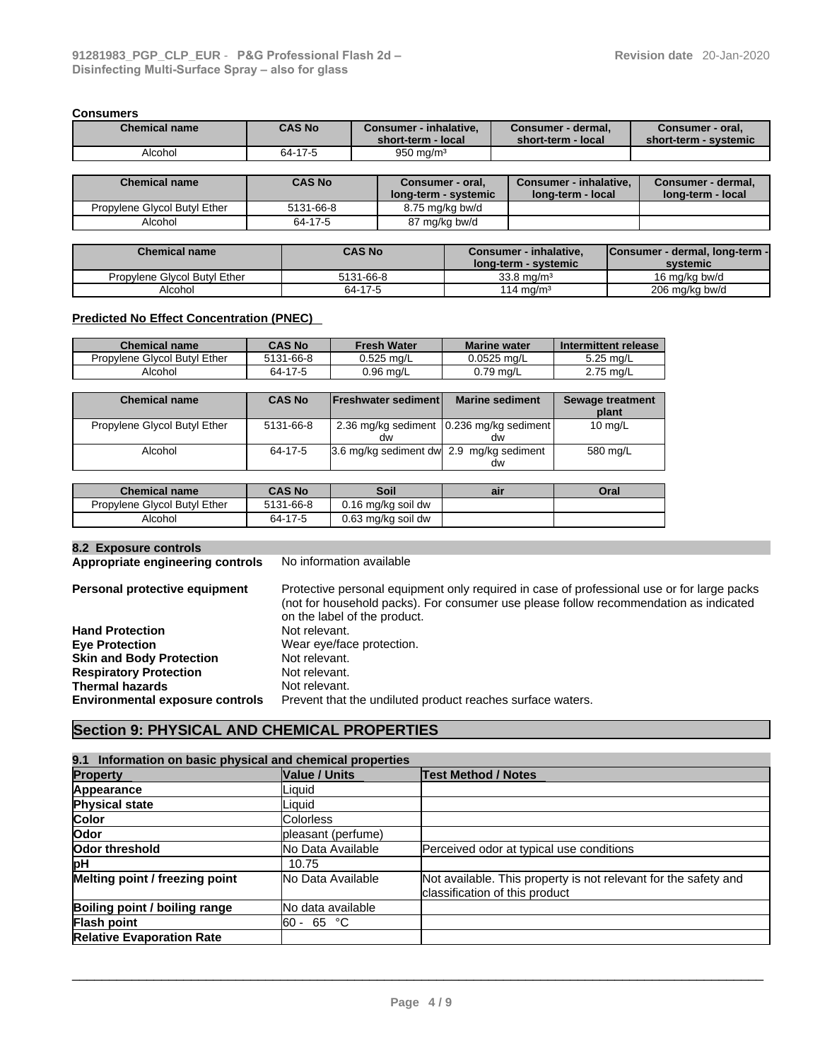**Consumers**

| Chemical name | CAS No | Consumer - inhalative, short-term - local | Consumer - dermal, short-term - local | Consumer - oral, short-term - systemic |
|---|---|---|---|---|
| Alcohol | 64-17-5 | 950 mg/m³ | | |

| Chemical name | CAS No | Consumer - oral, long-term - systemic | Consumer - inhalative, long-term - local | Consumer - dermal, long-term - local |
|---|---|---|---|---|
| Propylene Glycol Butyl Ether | 5131-66-8 | 8.75 mg/kg bw/d | | |
| Alcohol | 64-17-5 | 87 mg/kg bw/d | | |

| Chemical name | CAS No | Consumer - inhalative, long-term - systemic | Consumer - dermal, long-term - systemic |
|---|---|---|---|
| Propylene Glycol Butyl Ether | 5131-66-8 | 33.8 mg/m³ | 16 mg/kg bw/d |
| Alcohol | 64-17-5 | 114 mg/m³ | 206 mg/kg bw/d |

**Predicted No Effect Concentration (PNEC)**

| Chemical name | CAS No | Fresh Water | Marine water | Intermittent release |
|---|---|---|---|---|
| Propylene Glycol Butyl Ether | 5131-66-8 | 0.525 mg/L | 0.0525 mg/L | 5.25 mg/L |
| Alcohol | 64-17-5 | 0.96 mg/L | 0.79 mg/L | 2.75 mg/L |

| Chemical name | CAS No | Freshwater sediment | Marine sediment | Sewage treatment plant |
|---|---|---|---|---|
| Propylene Glycol Butyl Ether | 5131-66-8 | 2.36 mg/kg sediment dw | 0.236 mg/kg sediment dw | 10 mg/L |
| Alcohol | 64-17-5 | 3.6 mg/kg sediment dw | 2.9 mg/kg sediment dw | 580 mg/L |

| Chemical name | CAS No | Soil | air | Oral |
|---|---|---|---|---|
| Propylene Glycol Butyl Ether | 5131-66-8 | 0.16 mg/kg soil dw | | |
| Alcohol | 64-17-5 | 0.63 mg/kg soil dw | | |

### 8.2 Exposure controls

**Appropriate engineering controls** No information available

**Personal protective equipment** Protective personal equipment only required in case of professional use or for large packs (not for household packs). For consumer use please follow recommendation as indicated on the label of the product.

**Hand Protection** Not relevant.
**Eye Protection** Wear eye/face protection.
**Skin and Body Protection** Not relevant.
**Respiratory Protection** Not relevant.
**Thermal hazards** Not relevant.
**Environmental exposure controls** Prevent that the undiluted product reaches surface waters.

## Section 9: PHYSICAL AND CHEMICAL PROPERTIES

### 9.1 Information on basic physical and chemical properties

| Property | Value / Units | Test Method / Notes |
|---|---|---|
| Appearance | Liquid | |
| Physical state | Liquid | |
| Color | Colorless | |
| Odor | pleasant (perfume) | |
| Odor threshold | No Data Available | Perceived odor at typical use conditions |
| pH | 10.75 | |
| Melting point / freezing point | No Data Available | Not available. This property is not relevant for the safety and classification of this product |
| Boiling point / boiling range | No data available | |
| Flash point | 60 - 65 °C | |
| Relative Evaporation Rate | | |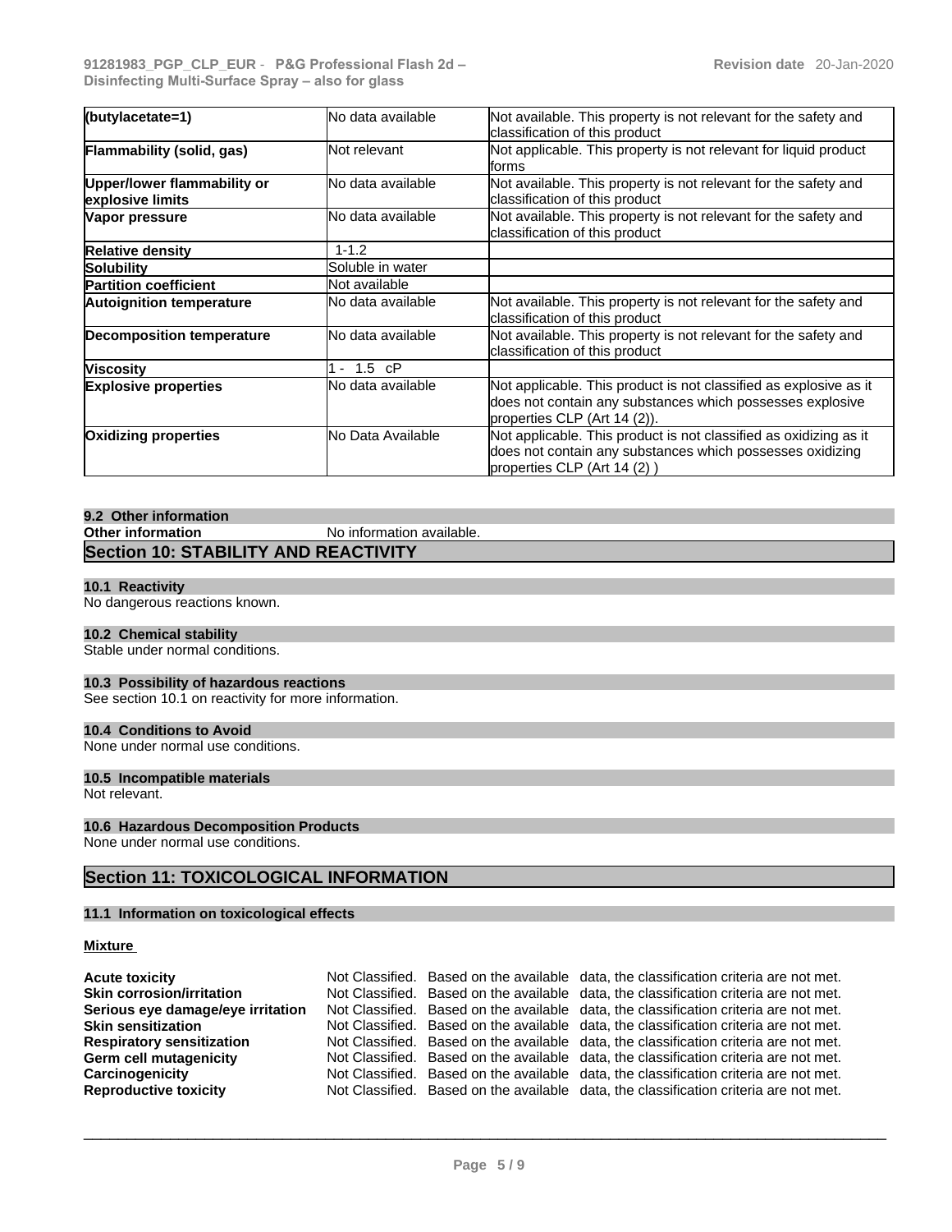| (butylacetate=1) | No data available | Not available. This property is not relevant for the safety and classification of this product |
|---|---|---|
| **Flammability (solid, gas)** | Not relevant | Not applicable. This property is not relevant for liquid product forms |
| **Upper/lower flammability or explosive limits** | No data available | Not available. This property is not relevant for the safety and classification of this product |
| **Vapor pressure** | No data available | Not available. This property is not relevant for the safety and classification of this product |
| **Relative density** | 1-1.2 | |
| **Solubility** | Soluble in water | |
| **Partition coefficient** | Not available | |
| **Autoignition temperature** | No data available | Not available. This property is not relevant for the safety and classification of this product |
| **Decomposition temperature** | No data available | Not available. This property is not relevant for the safety and classification of this product |
| **Viscosity** | 1 - 1.5 cP | |
| **Explosive properties** | No data available | Not applicable. This product is not classified as explosive as it does not contain any substances which possesses explosive properties CLP (Art 14 (2)). |
| **Oxidizing properties** | No Data Available | Not applicable. This product is not classified as oxidizing as it does not contain any substances which possesses oxidizing properties CLP (Art 14 (2) ) |

### 9.2 Other information

**Other information** No information available.

## Section 10: STABILITY AND REACTIVITY

### 10.1 Reactivity

No dangerous reactions known.

### 10.2 Chemical stability

Stable under normal conditions.

### 10.3 Possibility of hazardous reactions

See section 10.1 on reactivity for more information.

### 10.4 Conditions to Avoid

None under normal use conditions.

### 10.5 Incompatible materials

Not relevant.

### 10.6 Hazardous Decomposition Products

None under normal use conditions.

## Section 11: TOXICOLOGICAL INFORMATION

### 11.1 Information on toxicological effects

**Mixture**

| | |
|---|---|
| **Acute toxicity** | Not Classified. Based on the available data, the classification criteria are not met. |
| **Skin corrosion/irritation** | Not Classified. Based on the available data, the classification criteria are not met. |
| **Serious eye damage/eye irritation** | Not Classified. Based on the available data, the classification criteria are not met. |
| **Skin sensitization** | Not Classified. Based on the available data, the classification criteria are not met. |
| **Respiratory sensitization** | Not Classified. Based on the available data, the classification criteria are not met. |
| **Germ cell mutagenicity** | Not Classified. Based on the available data, the classification criteria are not met. |
| **Carcinogenicity** | Not Classified. Based on the available data, the classification criteria are not met. |
| **Reproductive toxicity** | Not Classified. Based on the available data, the classification criteria are not met. |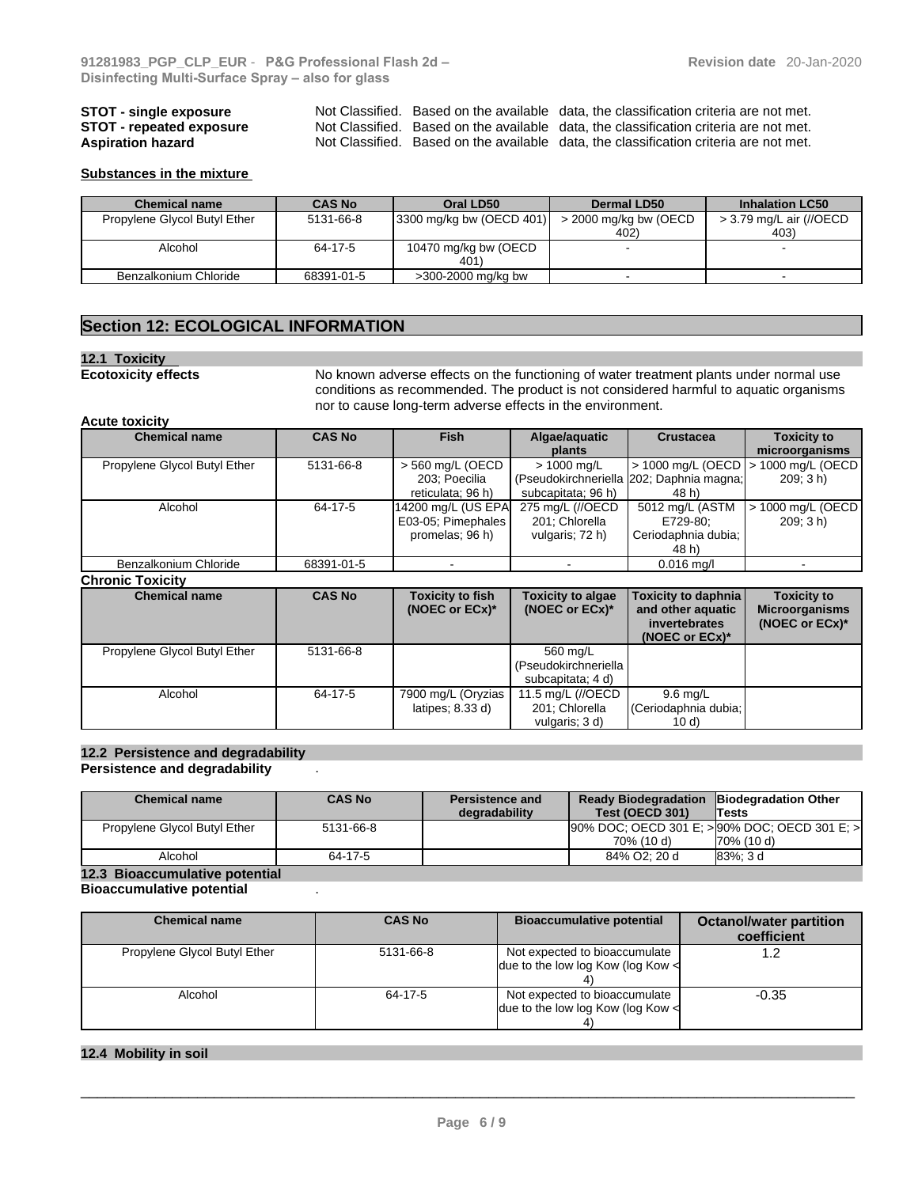**STOT - single exposure** Not Classified. Based on the available data, the classification criteria are not met.
**STOT - repeated exposure** Not Classified. Based on the available data, the classification criteria are not met.
**Aspiration hazard** Not Classified. Based on the available data, the classification criteria are not met.

**Substances in the mixture**

| Chemical name | CAS No | Oral LD50 | Dermal LD50 | Inhalation LC50 |
|---|---|---|---|---|
| Propylene Glycol Butyl Ether | 5131-66-8 | 3300 mg/kg bw (OECD 401) | > 2000 mg/kg bw (OECD 402) | > 3.79 mg/L air (//OECD 403) |
| Alcohol | 64-17-5 | 10470 mg/kg bw (OECD 401) | - | - |
| Benzalkonium Chloride | 68391-01-5 | >300-2000 mg/kg bw | - | - |

## Section 12: ECOLOGICAL INFORMATION

### 12.1 Toxicity

**Ecotoxicity effects** No known adverse effects on the functioning of water treatment plants under normal use conditions as recommended. The product is not considered harmful to aquatic organisms nor to cause long-term adverse effects in the environment.

**Acute toxicity**

| Chemical name | CAS No | Fish | Algae/aquatic plants | Crustacea | Toxicity to microorganisms |
|---|---|---|---|---|---|
| Propylene Glycol Butyl Ether | 5131-66-8 | > 560 mg/L (OECD 203; Poecilia reticulata; 96 h) | > 1000 mg/L (Pseudokirchneriella subcapitata; 96 h) | > 1000 mg/L (OECD 202; Daphnia magna; 48 h) | > 1000 mg/L (OECD 209; 3 h) |
| Alcohol | 64-17-5 | 14200 mg/L (US EPA E03-05; Pimephales promelas; 96 h) | 275 mg/L (//OECD 201; Chlorella vulgaris; 72 h) | 5012 mg/L (ASTM E729-80; Ceriodaphnia dubia; 48 h) | > 1000 mg/L (OECD 209; 3 h) |
| Benzalkonium Chloride | 68391-01-5 | - | - | 0.016 mg/l | - |

**Chronic Toxicity**

| Chemical name | CAS No | Toxicity to fish (NOEC or ECx)* | Toxicity to algae (NOEC or ECx)* | Toxicity to daphnia and other aquatic invertebrates (NOEC or ECx)* | Toxicity to Microorganisms (NOEC or ECx)* |
|---|---|---|---|---|---|
| Propylene Glycol Butyl Ether | 5131-66-8 | | 560 mg/L (Pseudokirchneriella subcapitata; 4 d) | | |
| Alcohol | 64-17-5 | 7900 mg/L (Oryzias latipes; 8.33 d) | 11.5 mg/L (//OECD 201; Chlorella vulgaris; 3 d) | 9.6 mg/L (Ceriodaphnia dubia; 10 d) | |

### 12.2 Persistence and degradability

**Persistence and degradability** .

| Chemical name | CAS No | Persistence and degradability | Ready Biodegradation Test (OECD 301) | Biodegradation Other Tests |
|---|---|---|---|---|
| Propylene Glycol Butyl Ether | 5131-66-8 | | 90% DOC; OECD 301 E; > 70% (10 d) | 90% DOC; OECD 301 E; > 70% (10 d) |
| Alcohol | 64-17-5 | | 84% O2; 20 d | 83%; 3 d |

### 12.3 Bioaccumulative potential

**Bioaccumulative potential** .

| Chemical name | CAS No | Bioaccumulative potential | Octanol/water partition coefficient |
|---|---|---|---|
| Propylene Glycol Butyl Ether | 5131-66-8 | Not expected to bioaccumulate due to the low log Kow (log Kow < 4) | 1.2 |
| Alcohol | 64-17-5 | Not expected to bioaccumulate due to the low log Kow (log Kow < 4) | -0.35 |

### 12.4 Mobility in soil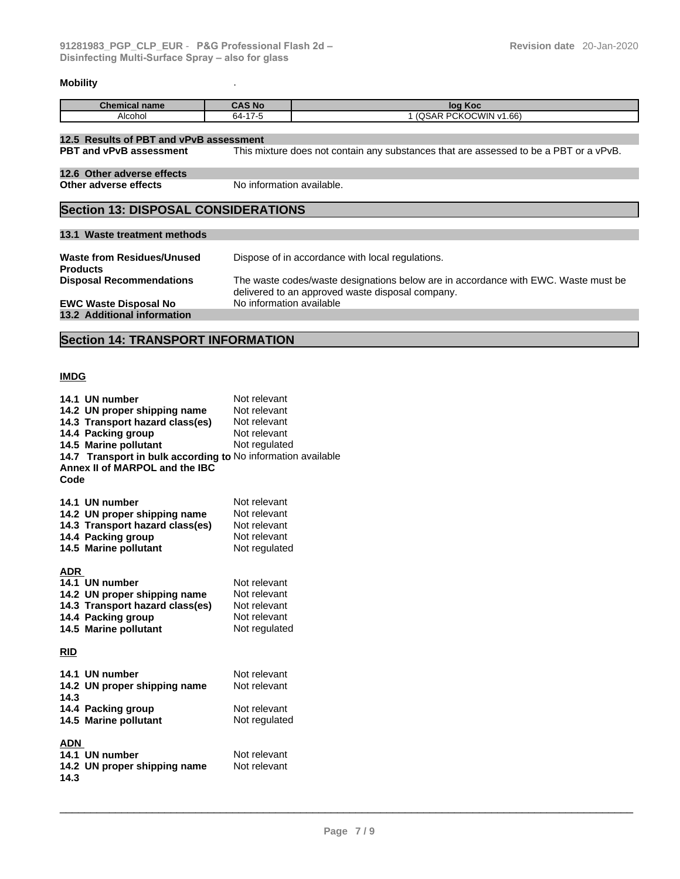**Mobility** .

| Chemical name | CAS No | log Koc |
|---|---|---|
| Alcohol | 64-17-5 | 1 (QSAR PCKOCWIN v1.66) |

**12.5 Results of PBT and vPvB assessment**

**PBT and vPvB assessment** This mixture does not contain any substances that are assessed to be a PBT or a vPvB.

**12.6 Other adverse effects**

**Other adverse effects** No information available.

## Section 13: DISPOSAL CONSIDERATIONS

**13.1 Waste treatment methods**

**Waste from Residues/Unused Products** Dispose of in accordance with local regulations.

**Disposal Recommendations** The waste codes/waste designations below are in accordance with EWC. Waste must be delivered to an approved waste disposal company.

**EWC Waste Disposal No** No information available

**13.2 Additional information**

## Section 14: TRANSPORT INFORMATION

**IMDG**

**14.1 UN number** Not relevant
**14.2 UN proper shipping name** Not relevant
**14.3 Transport hazard class(es)** Not relevant
**14.4 Packing group** Not relevant
**14.5 Marine pollutant** Not regulated
**14.7 Transport in bulk according to Annex II of MARPOL and the IBC Code** No information available

**14.1 UN number** Not relevant
**14.2 UN proper shipping name** Not relevant
**14.3 Transport hazard class(es)** Not relevant
**14.4 Packing group** Not relevant
**14.5 Marine pollutant** Not regulated

**ADR**

**14.1 UN number** Not relevant
**14.2 UN proper shipping name** Not relevant
**14.3 Transport hazard class(es)** Not relevant
**14.4 Packing group** Not relevant
**14.5 Marine pollutant** Not regulated

**RID**

**14.1 UN number** Not relevant
**14.2 UN proper shipping name** Not relevant
**14.3**
**14.4 Packing group** Not relevant
**14.5 Marine pollutant** Not regulated

**ADN**

**14.1 UN number** Not relevant
**14.2 UN proper shipping name** Not relevant
**14.3**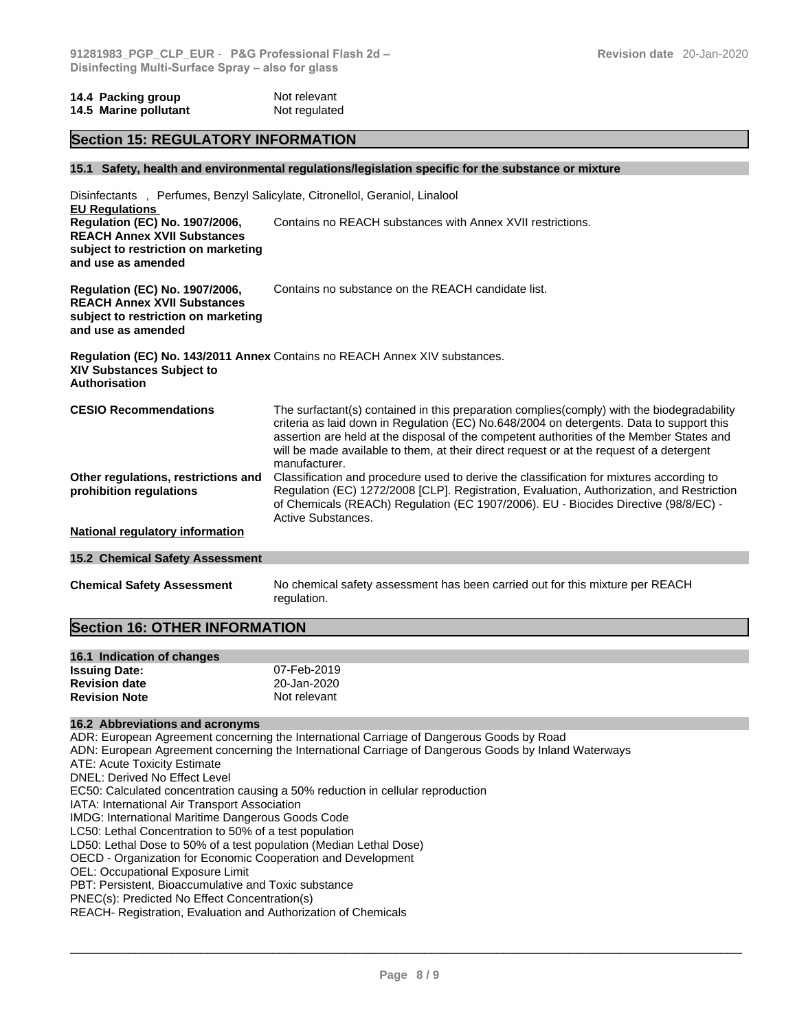| | |
|---|---|
| **14.4 Packing group** | Not relevant |
| **14.5 Marine pollutant** | Not regulated |

## Section 15: REGULATORY INFORMATION

### 15.1 Safety, health and environmental regulations/legislation specific for the substance or mixture

Disinfectants , Perfumes, Benzyl Salicylate, Citronellol, Geraniol, Linalool

**EU Regulations**

| | |
|---|---|
| **Regulation (EC) No. 1907/2006, REACH Annex XVII Substances subject to restriction on marketing and use as amended** | Contains no REACH substances with Annex XVII restrictions. |
| **Regulation (EC) No. 1907/2006, REACH Annex XVII Substances subject to restriction on marketing and use as amended** | Contains no substance on the REACH candidate list. |
| **Regulation (EC) No. 143/2011 Annex XIV Substances Subject to Authorisation** | Contains no REACH Annex XIV substances. |
| **CESIO Recommendations** | The surfactant(s) contained in this preparation complies(comply) with the biodegradability criteria as laid down in Regulation (EC) No.648/2004 on detergents. Data to support this assertion are held at the disposal of the competent authorities of the Member States and will be made available to them, at their direct request or at the request of a detergent manufacturer. |
| **Other regulations, restrictions and prohibition regulations** | Classification and procedure used to derive the classification for mixtures according to Regulation (EC) 1272/2008 [CLP]. Registration, Evaluation, Authorization, and Restriction of Chemicals (REACh) Regulation (EC 1907/2006). EU - Biocides Directive (98/8/EC) - Active Substances. |

**National regulatory information**

### 15.2 Chemical Safety Assessment

| | |
|---|---|
| **Chemical Safety Assessment** | No chemical safety assessment has been carried out for this mixture per REACH regulation. |

## Section 16: OTHER INFORMATION

### 16.1 Indication of changes

| | |
|---|---|
| **Issuing Date:** | 07-Feb-2019 |
| **Revision date** | 20-Jan-2020 |
| **Revision Note** | Not relevant |

### 16.2 Abbreviations and acronyms

ADR: European Agreement concerning the International Carriage of Dangerous Goods by Road
ADN: European Agreement concerning the International Carriage of Dangerous Goods by Inland Waterways
ATE: Acute Toxicity Estimate
DNEL: Derived No Effect Level
EC50: Calculated concentration causing a 50% reduction in cellular reproduction
IATA: International Air Transport Association
IMDG: International Maritime Dangerous Goods Code
LC50: Lethal Concentration to 50% of a test population
LD50: Lethal Dose to 50% of a test population (Median Lethal Dose)
OECD - Organization for Economic Cooperation and Development
OEL: Occupational Exposure Limit
PBT: Persistent, Bioaccumulative and Toxic substance
PNEC(s): Predicted No Effect Concentration(s)
REACH- Registration, Evaluation and Authorization of Chemicals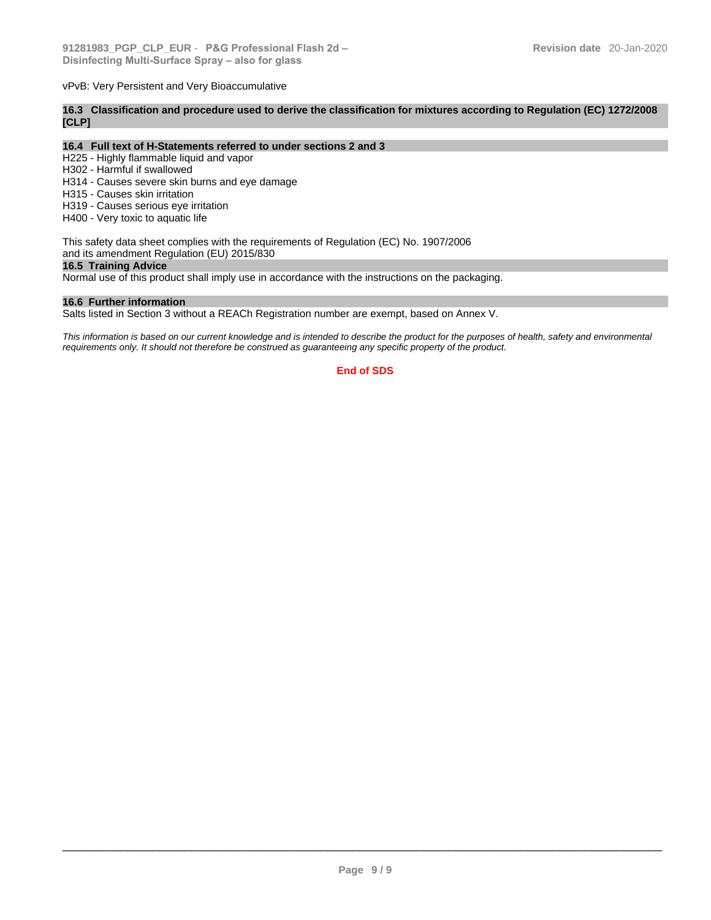vPvB: Very Persistent and Very Bioaccumulative

### 16.3 Classification and procedure used to derive the classification for mixtures according to Regulation (EC) 1272/2008 [CLP]

### 16.4 Full text of H-Statements referred to under sections 2 and 3

H225 - Highly flammable liquid and vapor
H302 - Harmful if swallowed
H314 - Causes severe skin burns and eye damage
H315 - Causes skin irritation
H319 - Causes serious eye irritation
H400 - Very toxic to aquatic life

This safety data sheet complies with the requirements of Regulation (EC) No. 1907/2006
and its amendment Regulation (EU) 2015/830

### 16.5 Training Advice

Normal use of this product shall imply use in accordance with the instructions on the packaging.

### 16.6 Further information

Salts listed in Section 3 without a REACh Registration number are exempt, based on Annex V.

*This information is based on our current knowledge and is intended to describe the product for the purposes of health, safety and environmental requirements only. It should not therefore be construed as guaranteeing any specific property of the product.*

**End of SDS**